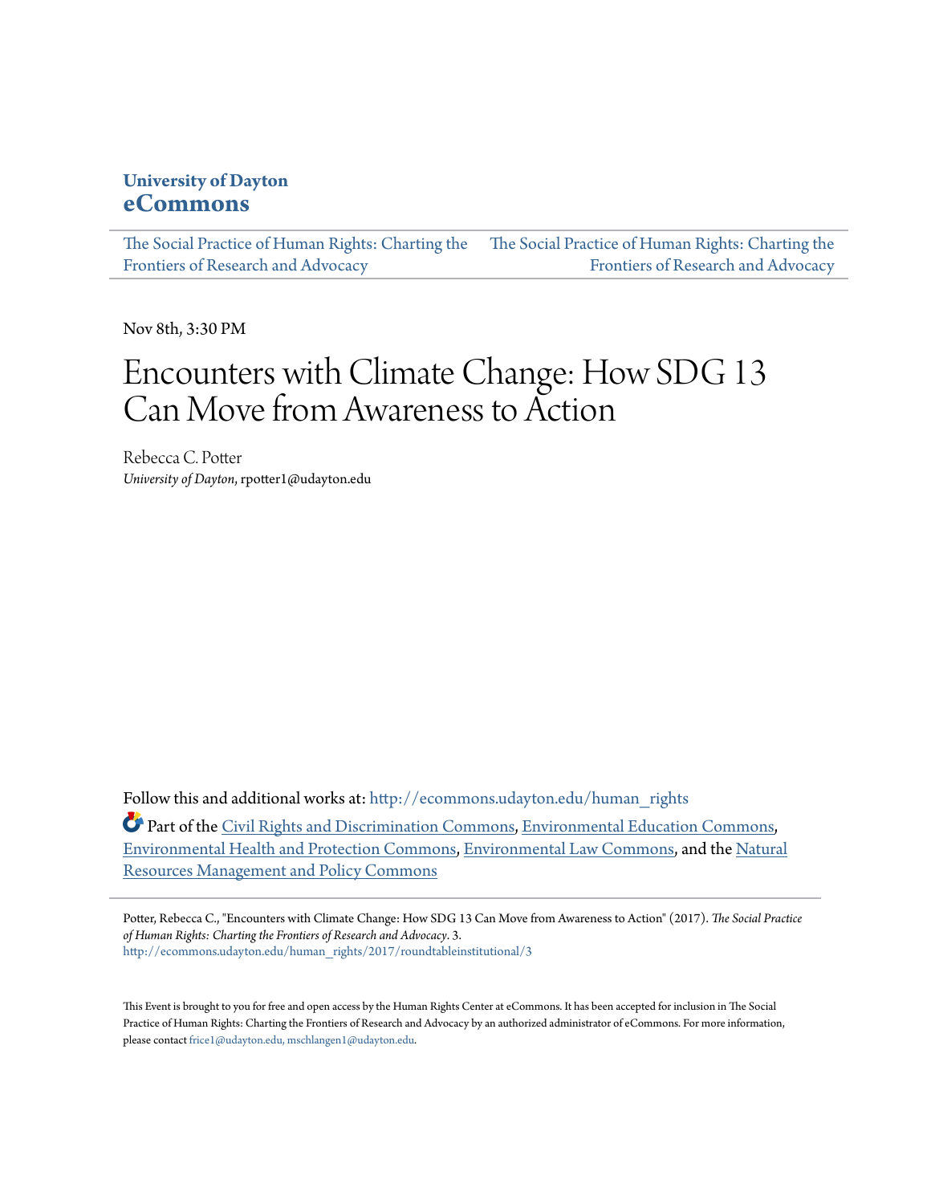University of Dayton
**eCommons**

The Social Practice of Human Rights: Charting the Frontiers of Research and Advocacy | The Social Practice of Human Rights: Charting the Frontiers of Research and Advocacy

Nov 8th, 3:30 PM

# Encounters with Climate Change: How SDG 13 Can Move from Awareness to Action

Rebecca C. Potter
*University of Dayton*, rpotter1@udayton.edu

Follow this and additional works at: http://ecommons.udayton.edu/human_rights

Part of the Civil Rights and Discrimination Commons, Environmental Education Commons, Environmental Health and Protection Commons, Environmental Law Commons, and the Natural Resources Management and Policy Commons

Potter, Rebecca C., "Encounters with Climate Change: How SDG 13 Can Move from Awareness to Action" (2017). *The Social Practice of Human Rights: Charting the Frontiers of Research and Advocacy*. 3.
http://ecommons.udayton.edu/human_rights/2017/roundtableinstitutional/3

This Event is brought to you for free and open access by the Human Rights Center at eCommons. It has been accepted for inclusion in The Social Practice of Human Rights: Charting the Frontiers of Research and Advocacy by an authorized administrator of eCommons. For more information, please contact frice1@udayton.edu, mschlangen1@udayton.edu.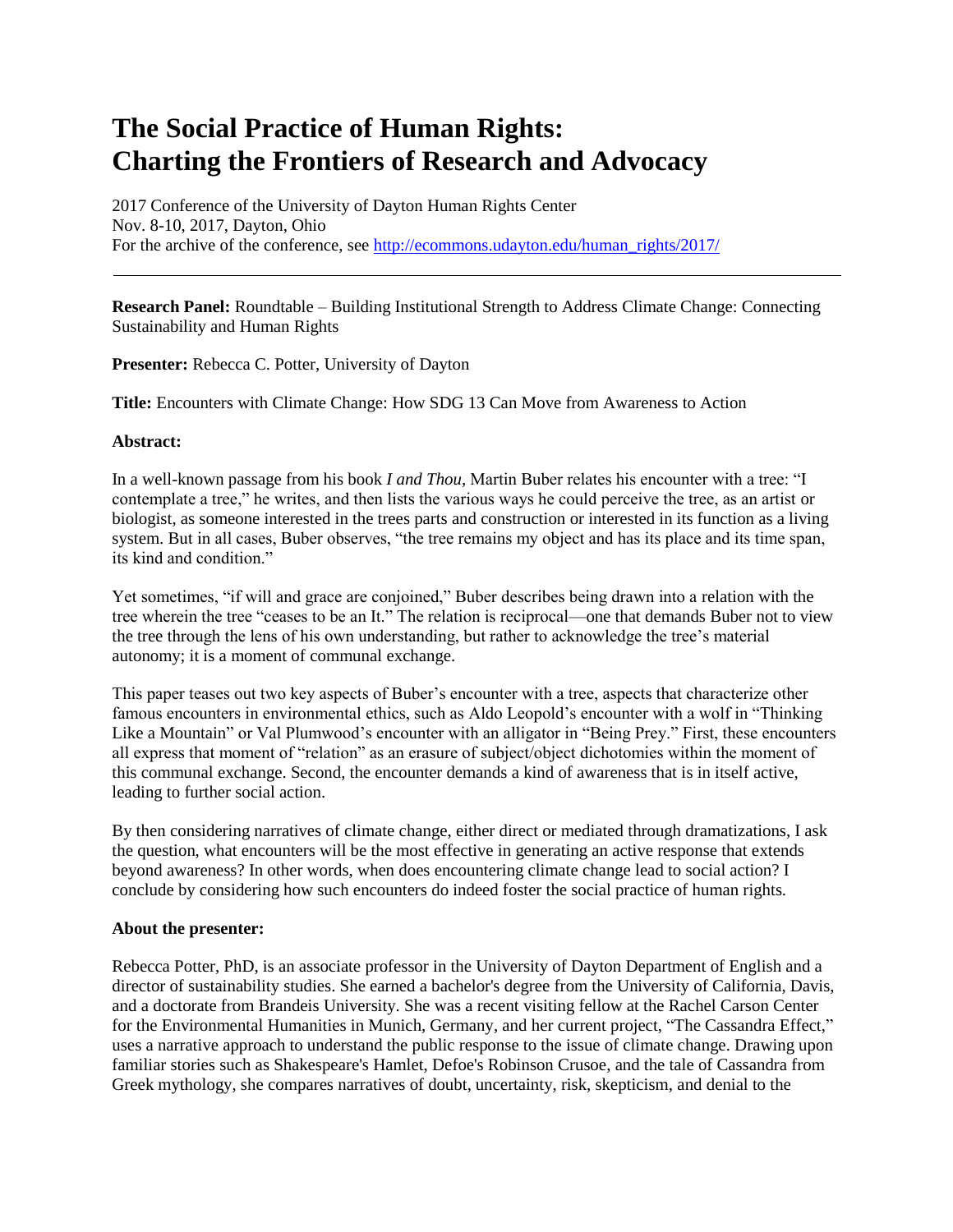# The Social Practice of Human Rights: Charting the Frontiers of Research and Advocacy

2017 Conference of the University of Dayton Human Rights Center
Nov. 8-10, 2017, Dayton, Ohio
For the archive of the conference, see http://ecommons.udayton.edu/human_rights/2017/

---

**Research Panel:** Roundtable – Building Institutional Strength to Address Climate Change: Connecting Sustainability and Human Rights

**Presenter:** Rebecca C. Potter, University of Dayton

**Title:** Encounters with Climate Change: How SDG 13 Can Move from Awareness to Action

**Abstract:**

In a well-known passage from his book *I and Thou*, Martin Buber relates his encounter with a tree: "I contemplate a tree," he writes, and then lists the various ways he could perceive the tree, as an artist or biologist, as someone interested in the trees parts and construction or interested in its function as a living system. But in all cases, Buber observes, "the tree remains my object and has its place and its time span, its kind and condition."

Yet sometimes, "if will and grace are conjoined," Buber describes being drawn into a relation with the tree wherein the tree "ceases to be an It." The relation is reciprocal—one that demands Buber not to view the tree through the lens of his own understanding, but rather to acknowledge the tree's material autonomy; it is a moment of communal exchange.

This paper teases out two key aspects of Buber's encounter with a tree, aspects that characterize other famous encounters in environmental ethics, such as Aldo Leopold's encounter with a wolf in "Thinking Like a Mountain" or Val Plumwood's encounter with an alligator in "Being Prey." First, these encounters all express that moment of "relation" as an erasure of subject/object dichotomies within the moment of this communal exchange. Second, the encounter demands a kind of awareness that is in itself active, leading to further social action.

By then considering narratives of climate change, either direct or mediated through dramatizations, I ask the question, what encounters will be the most effective in generating an active response that extends beyond awareness? In other words, when does encountering climate change lead to social action? I conclude by considering how such encounters do indeed foster the social practice of human rights.

**About the presenter:**

Rebecca Potter, PhD, is an associate professor in the University of Dayton Department of English and a director of sustainability studies. She earned a bachelor's degree from the University of California, Davis, and a doctorate from Brandeis University. She was a recent visiting fellow at the Rachel Carson Center for the Environmental Humanities in Munich, Germany, and her current project, "The Cassandra Effect," uses a narrative approach to understand the public response to the issue of climate change. Drawing upon familiar stories such as Shakespeare's Hamlet, Defoe's Robinson Crusoe, and the tale of Cassandra from Greek mythology, she compares narratives of doubt, uncertainty, risk, skepticism, and denial to the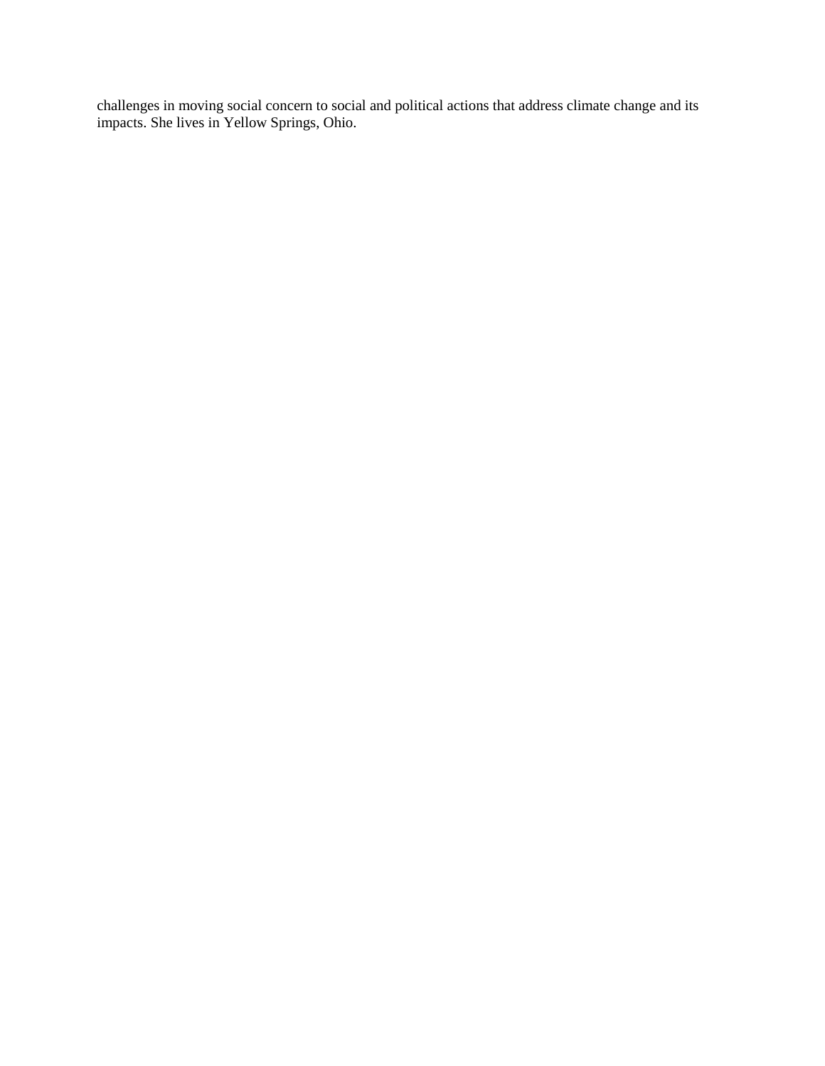challenges in moving social concern to social and political actions that address climate change and its impacts. She lives in Yellow Springs, Ohio.